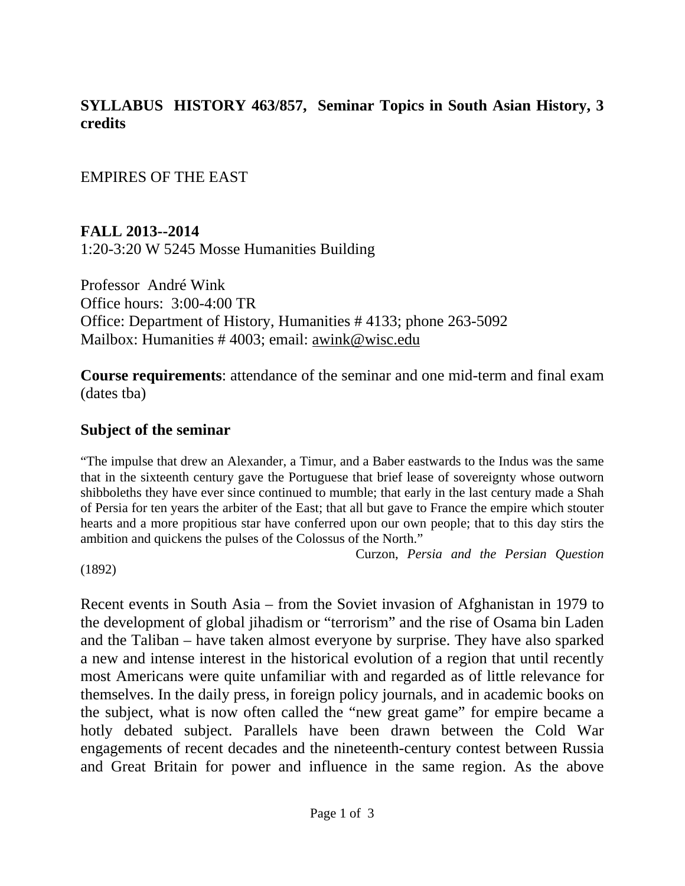**SYLLABUS HISTORY 463/857, Seminar Topics in South Asian History, 3 credits**

EMPIRES OF THE EAST

**FALL 2013--2014**
1:20-3:20 W 5245 Mosse Humanities Building

Professor André Wink
Office hours: 3:00-4:00 TR
Office: Department of History, Humanities # 4133; phone 263-5092
Mailbox: Humanities # 4003; email: awink@wisc.edu

**Course requirements**: attendance of the seminar and one mid-term and final exam (dates tba)

## Subject of the seminar

"The impulse that drew an Alexander, a Timur, and a Baber eastwards to the Indus was the same that in the sixteenth century gave the Portuguese that brief lease of sovereignty whose outworn shibboleths they have ever since continued to mumble; that early in the last century made a Shah of Persia for ten years the arbiter of the East; that all but gave to France the empire which stouter hearts and a more propitious star have conferred upon our own people; that to this day stirs the ambition and quickens the pulses of the Colossus of the North."

Curzon, *Persia and the Persian Question* (1892)

Recent events in South Asia – from the Soviet invasion of Afghanistan in 1979 to the development of global jihadism or "terrorism" and the rise of Osama bin Laden and the Taliban – have taken almost everyone by surprise. They have also sparked a new and intense interest in the historical evolution of a region that until recently most Americans were quite unfamiliar with and regarded as of little relevance for themselves. In the daily press, in foreign policy journals, and in academic books on the subject, what is now often called the "new great game" for empire became a hotly debated subject. Parallels have been drawn between the Cold War engagements of recent decades and the nineteenth-century contest between Russia and Great Britain for power and influence in the same region. As the above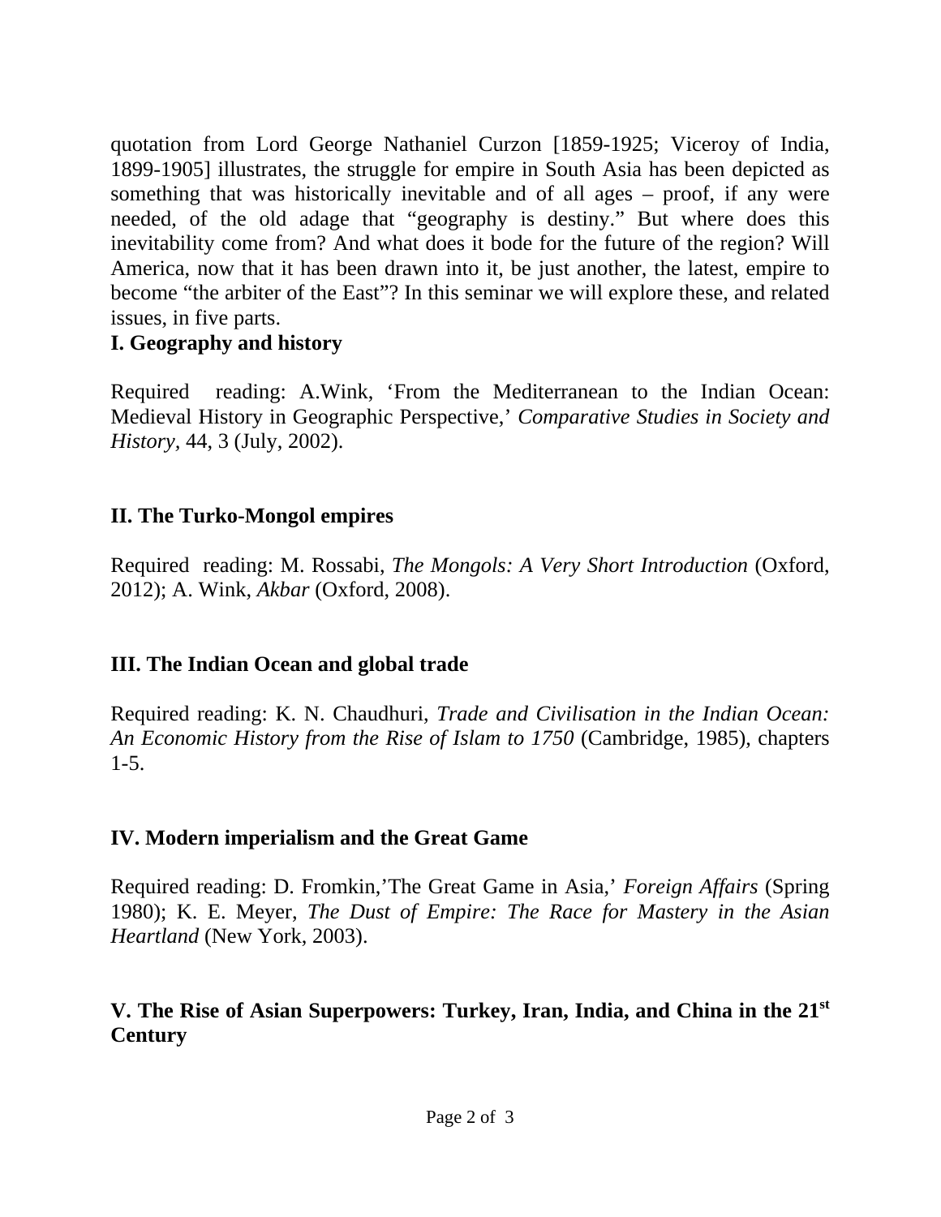quotation from Lord George Nathaniel Curzon [1859-1925; Viceroy of India, 1899-1905] illustrates, the struggle for empire in South Asia has been depicted as something that was historically inevitable and of all ages – proof, if any were needed, of the old adage that "geography is destiny." But where does this inevitability come from? And what does it bode for the future of the region? Will America, now that it has been drawn into it, be just another, the latest, empire to become "the arbiter of the East"? In this seminar we will explore these, and related issues, in five parts.

**I. Geography and history**

Required reading: A.Wink, 'From the Mediterranean to the Indian Ocean: Medieval History in Geographic Perspective,' *Comparative Studies in Society and History*, 44, 3 (July, 2002).

**II. The Turko-Mongol empires**

Required reading: M. Rossabi, *The Mongols: A Very Short Introduction* (Oxford, 2012); A. Wink, *Akbar* (Oxford, 2008).

**III. The Indian Ocean and global trade**

Required reading: K. N. Chaudhuri, *Trade and Civilisation in the Indian Ocean: An Economic History from the Rise of Islam to 1750* (Cambridge, 1985), chapters 1-5.

**IV. Modern imperialism and the Great Game**

Required reading: D. Fromkin,'The Great Game in Asia,' *Foreign Affairs* (Spring 1980); K. E. Meyer, *The Dust of Empire: The Race for Mastery in the Asian Heartland* (New York, 2003).

**V. The Rise of Asian Superpowers: Turkey, Iran, India, and China in the 21st Century**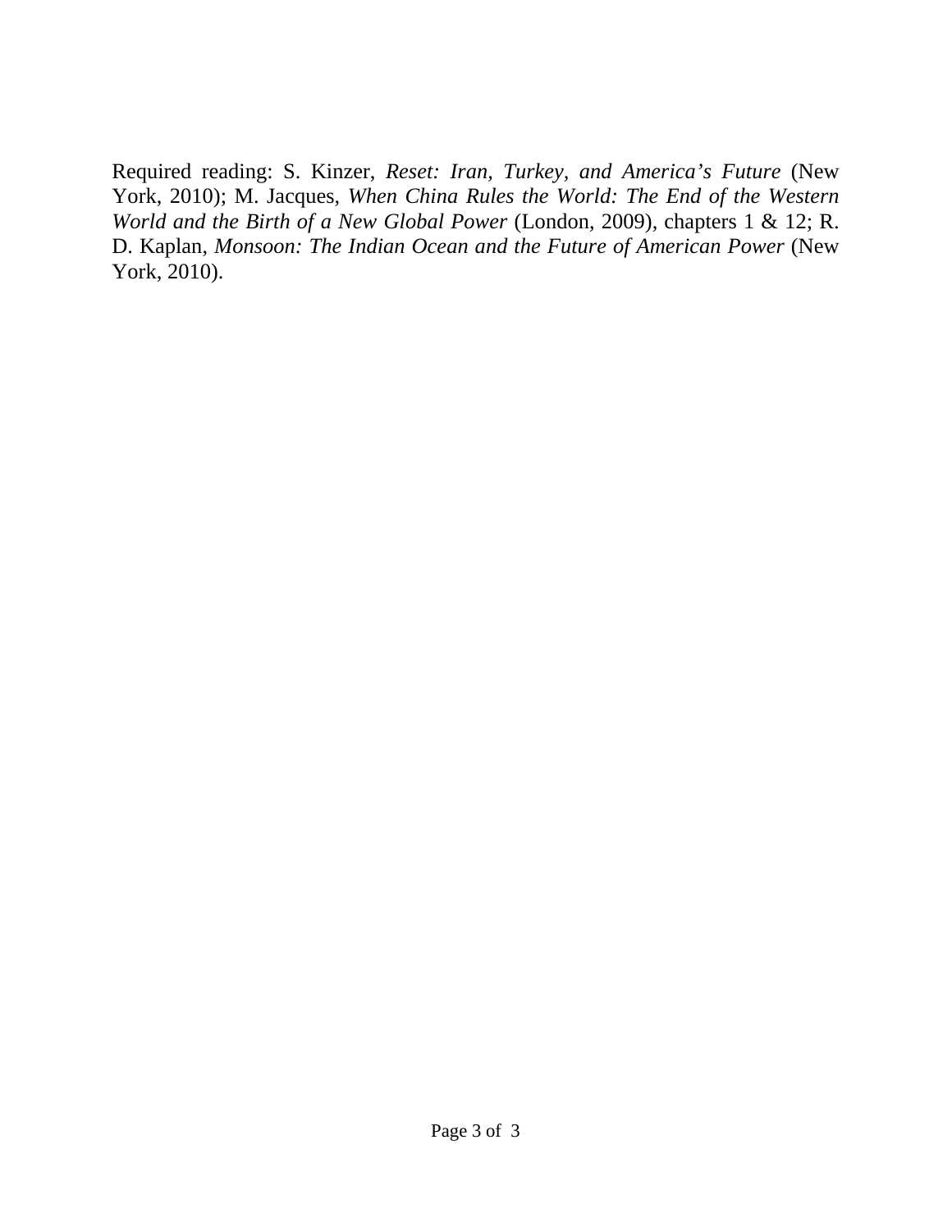Required reading: S. Kinzer, *Reset: Iran, Turkey, and America's Future* (New York, 2010); M. Jacques, *When China Rules the World: The End of the Western World and the Birth of a New Global Power* (London, 2009), chapters 1 & 12; R. D. Kaplan, *Monsoon: The Indian Ocean and the Future of American Power* (New York, 2010).